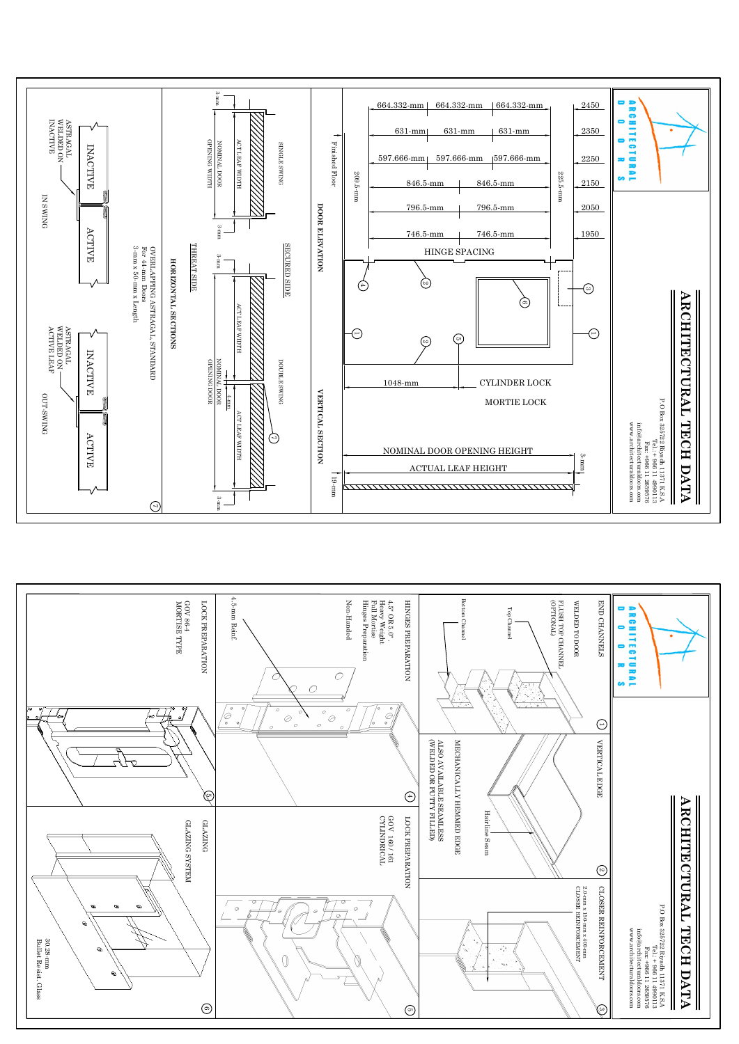# ARCHITECTURAL TECH DATA

ARCHITECTURAL DOORS

P O Box 325722 Riyadh 11371 K.S.A
Tel.: +966 11 4990113
Fax: +966 11 2659576
info@architecturaldoors.com
www.architecturaldoors.com

## DOOR ELEVATION

| Height | Hinge Spacing | | |
|---|---|---|---|
| 2450 | 664.332-mm | 664.332-mm | 664.332-mm |
| 2350 | 631-mm | 631-mm | 631-mm |
| 2250 | 597.666-mm | 597.666-mm | 597.666-mm |
| 2150 | 846.5-mm | 846.5-mm | |
| 2050 | 796.5-mm | 796.5-mm | |
| 1950 | 746.5-mm | 746.5-mm | |

HINGE SPACING

225.5-mm

209.5-mm

Finished Floor

1048-mm

CYLINDER LOCK

MORTIE LOCK

## VERTICAL SECTION

NOMINAL DOOR OPENING HEIGHT

ACTUAL LEAF HEIGHT

3-mm

19-mm

## HORIZONTAL SECTIONS

SINGLE SWING

SECURED SIDE

DOUBLE SWING

THREAT SIDE

3-mm

ACT LEAF WIDTH

NOMINAL DOOR OPENING WIDTH

4-mm

OVERLAPPING ASTRAGAL STANDARD
For 44-mm Doors
3-mm x 50-mm x Length

ASTRAGAL WELDED ON INACTIVE

INACTIVE | ACTIVE

IN SWING

ASTRAGAL WELDED ON ACTIVE LEAF

INACTIVE | ACTIVE

OUT-SWING

---

# ARCHITECTURAL TECH DATA

ARCHITECTURAL DOORS

P O Box 325722 Riyadh 11371 K.S.A
Tel.: +966 11 4990113
Fax: +966 11 2659576
info@architecturaldoors.com
www.architecturaldoors.com

1. **END CHANNELS**
   - WELDED TO DOOR
   - FLUSH TOP CHANNEL (OPTIONAL)
   - Top Channel
   - Bottom Channel

2. **VERTICAL EDGE**
   - Hairline Seam
   - MECHANICALLY HEMMED EDGE
   - ALSO AVAILABLE SEAMLESS (WELDED OR PUTTY FILLED)

3. **CLOSER REINFORCEMENT**
   - 2.0-mm x 150-mm x 400-mm CLOSER REINFORCEMENT

4. **HINGES PREPARATION**
   - 4.5" OR 5.0" Heavy Weight Full Mortise Hinges Preparation
   - Non-Handed
   - 4.5-mm Reinf.

5. **LOCK PREPARATION**
   - GOV 160 / 161 CYLINDRICAL

5. **LOCK PREPARATION**
   - GOV 86-4 MORTISE TYPE

6. **GLAZING**
   - GLAZING SYSTEM
   - 30.28-mm Bullet Resist. Glass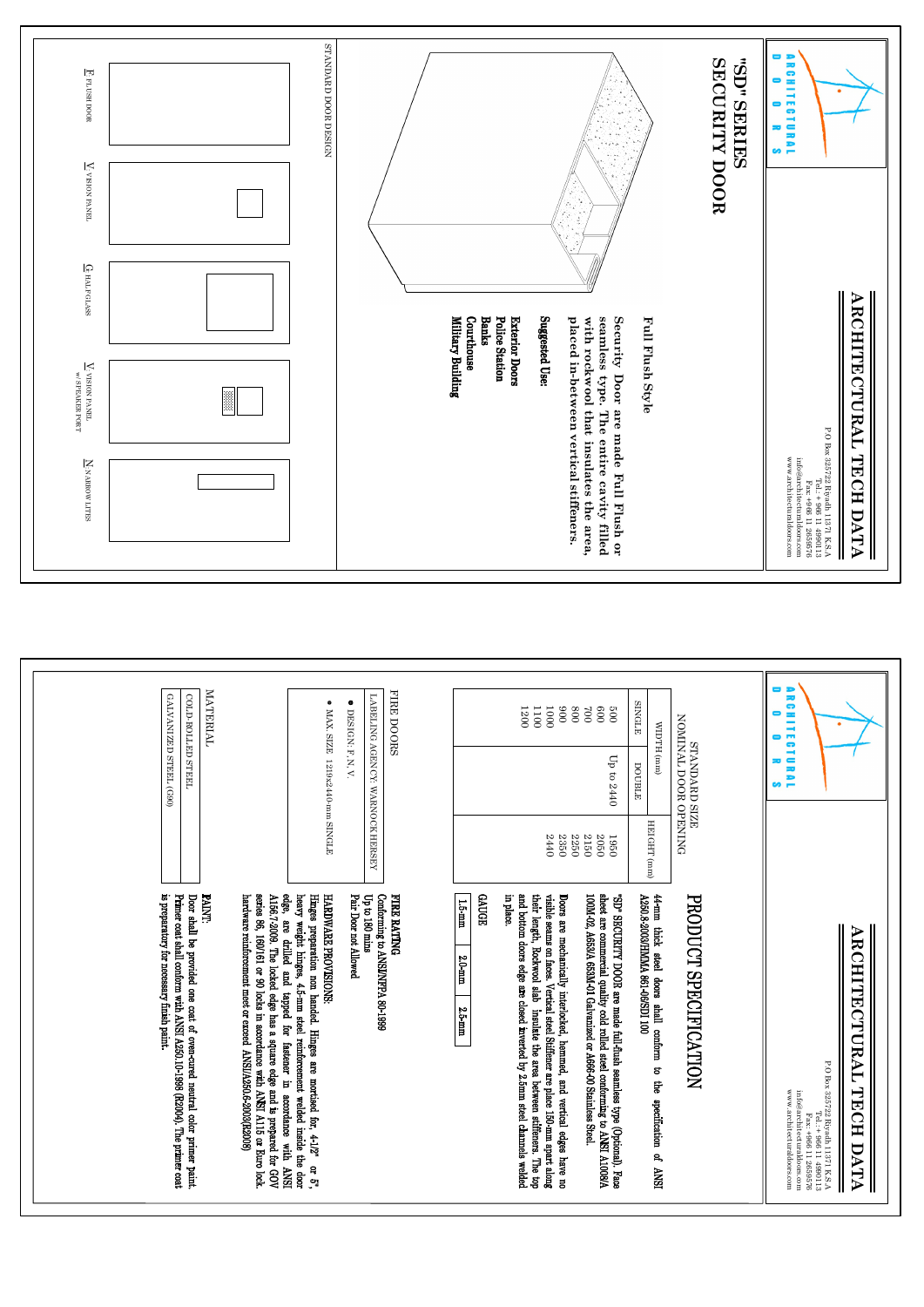# ARCHITECTURAL TECH DATA

ARCHITECTURAL DOORS

P.O Box 325722 Riyadh 11371 K.S.A
Tel.: +966 11 4990113
Fax: +966 11 2659576
info@architecturaldoors.com
www.architecturaldoors.com

## "SD" SERIES SECURITY DOOR

### Full Flush Style

Security Door are made Full Flush or seamless type. The entire cavity filled with rockwool that insulates the area, placed in-between vertical stiffeners.

**Suggested Use:**

**Exterior Doors**
**Police Station**
**Banks**
**Courthouse**
**Military Building**

STANDARD DOOR DESIGN

F FLUSH DOOR

V VISION PANEL

G HALF GLASS

V VISION PANEL w/ SPEAKER PORT

N NARROW LITES

---

# ARCHITECTURAL TECH DATA

ARCHITECTURAL DOORS

P.O Box 325722 Riyadh 11371 K.S.A
Tel.: +966 11 4990113
Fax: +966 11 2659576
info@architecturaldoors.com
www.architecturaldoors.com

## PRODUCT SPECIFICATION

STANDARD SIZE
NOMINAL DOOR OPENING

| WIDTH (mm) | | HEIGHT (mm) |
|---|---|---|
| SINGLE | DOUBLE | |
| 500 | Up to 2440 | 1950 |
| 600 | | 2050 |
| 700 | | 2150 |
| 800 | | 2250 |
| 900 | | 2350 |
| 1000 | | 2440 |
| 1100 | | |
| 1200 | | |

44-mm thick steel doors shall conform to the specification of ANSI A250.8-2003/HMMA 861-06/SDI 100

"SD" SECURITY DOOR are made full-flush seamless type (Optional). Face sheet are commercial quality cold rolled steel conforming to ANSI A1008/A 1008M-02, A653/A 653M-01 Galvanized or A666-00 Stainless Steel.

Doors are mechanically interlocked, hemmed, and vertical edges have no visible seams on faces. Vertical steel Stiffener are place 150-mm apart along their length, Rockwool slab insulate the area between stiffeners. The top and bottom doors edge are closed inverted by 2.5mm steel channels welded in place.

GAUGE

| | | |
|---|---|---|
| 1.5-mm | 2.0-mm | 2.5-mm |

FIRE DOORS

| |
|---|
| LABELING AGENCY: WARNOCK HERSEY |
| • DESIGN: F, N, V. |
| • MAX. SIZE 1219x2440 mm SINGLE |

**FIRE RATING**
Conforming to ANSI/NFPA 80-1999
Up to 180 mins
Pair Door not Allowed

**HARDWARE PROVISIONS:**
Hinges preparation non handed. Hinges are mortised for, 4-1/2" or 5", heavy weight hinges, 4.5-mm steel reinforcement welded inside the door edge, are drilled and tapped for fastener in accordance with ANSI A156.7-2009. The locked edge has a square edge and is prepared for GOV series 86, 160/161 or 90 locks in accordance with ANSI A115 or Euro lock. hardware reinforcement meet or exceed ANSI/A250.6-2003(R2008)

MATERIAL

| |
|---|
| COLD ROLLED STEEL |
| GALVANIZED STEEL (G90) |

**PAINT:**
Door shall be provided one coat of oven-cured neutral color primer paint. Primer coat shall conform with ANSI A250.10-1998 (R2004). The primer coat is preparatory for necessary finish paint.